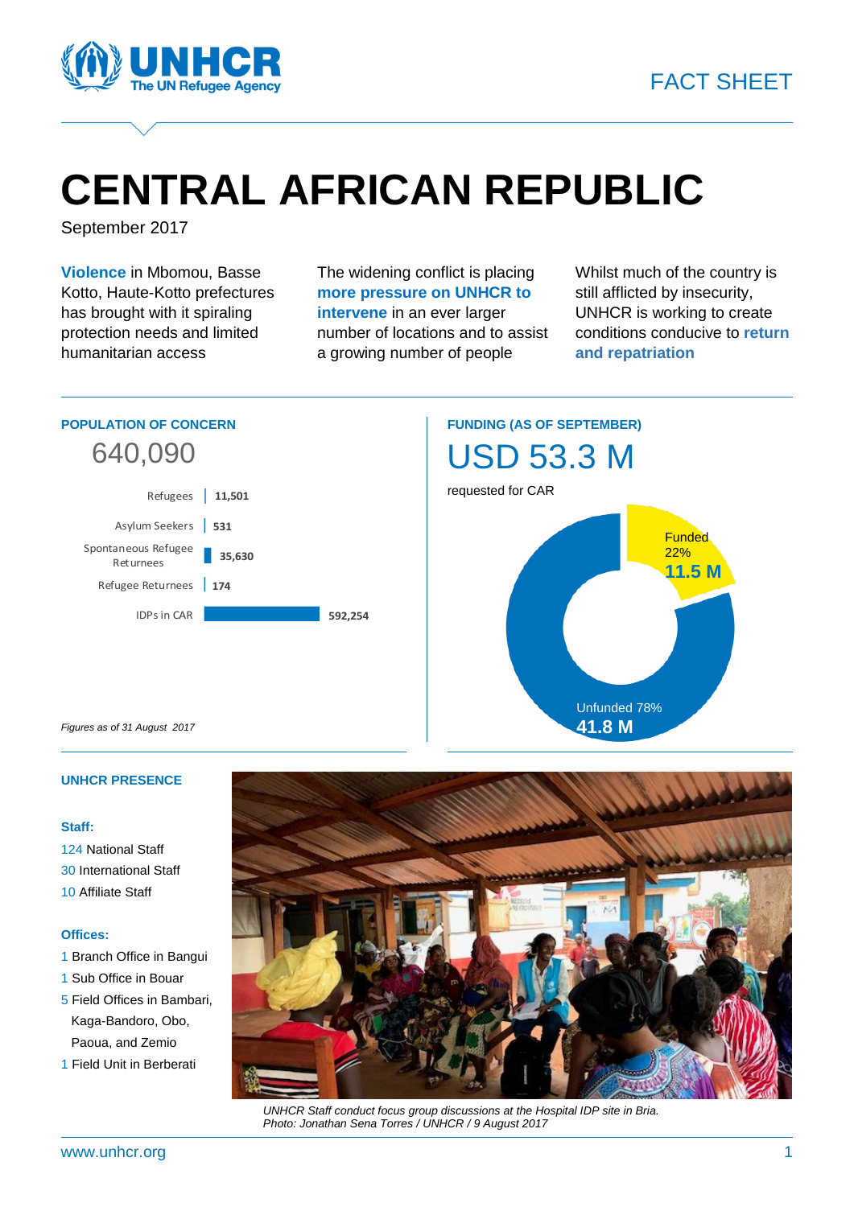FACT SHEET

# CENTRAL AFRICAN REPUBLIC

September 2017

**Violence** in Mbomou, Basse Kotto, Haute-Kotto prefectures has brought with it spiraling protection needs and limited humanitarian access

The widening conflict is placing **more pressure on UNHCR to intervene** in an ever larger number of locations and to assist a growing number of people

Whilst much of the country is still afflicted by insecurity, UNHCR is working to create conditions conducive to **return and repatriation**

## POPULATION OF CONCERN

640,090

| Category | Number |
|---|---|
| Refugees | 11,501 |
| Asylum Seekers | 531 |
| Spontaneous Refugee Returnees | 35,630 |
| Refugee Returnees | 174 |
| IDPs in CAR | 592,254 |

*Figures as of 31 August 2017*

## FUNDING (AS OF SEPTEMBER)

USD 53.3 M

requested for CAR

Funded 22%
11.5 M

Unfunded 78%
41.8 M

## UNHCR PRESENCE

**Staff:**

124 National Staff
30 International Staff
10 Affiliate Staff

**Offices:**

1 Branch Office in Bangui
1 Sub Office in Bouar
5 Field Offices in Bambari, Kaga-Bandoro, Obo, Paoua, and Zemio
1 Field Unit in Berberati

*UNHCR Staff conduct focus group discussions at the Hospital IDP site in Bria. Photo: Jonathan Sena Torres / UNHCR / 9 August 2017*

www.unhcr.org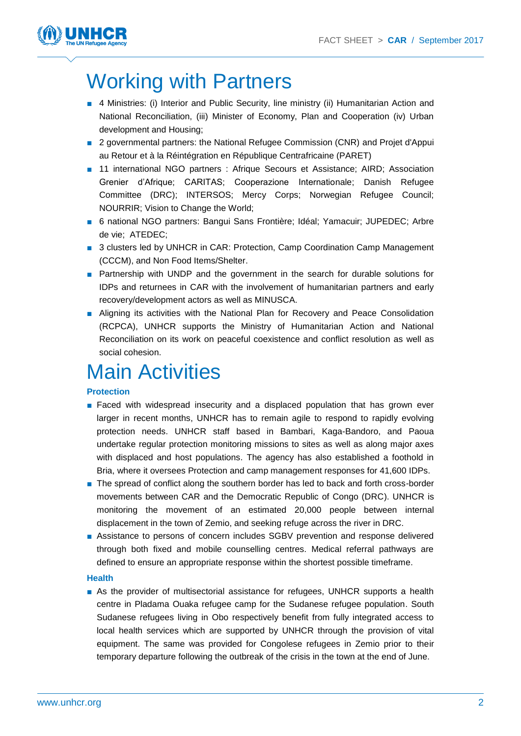# Working with Partners

- 4 Ministries: (i) Interior and Public Security, line ministry (ii) Humanitarian Action and National Reconciliation, (iii) Minister of Economy, Plan and Cooperation (iv) Urban development and Housing;
- 2 governmental partners: the National Refugee Commission (CNR) and Projet d'Appui au Retour et à la Réintégration en République Centrafricaine (PARET)
- 11 international NGO partners : Afrique Secours et Assistance; AIRD; Association Grenier d'Afrique; CARITAS; Cooperazione Internationale; Danish Refugee Committee (DRC); INTERSOS; Mercy Corps; Norwegian Refugee Council; NOURRIR; Vision to Change the World;
- 6 national NGO partners: Bangui Sans Frontière; Idéal; Yamacuir; JUPEDEC; Arbre de vie; ATEDEC;
- 3 clusters led by UNHCR in CAR: Protection, Camp Coordination Camp Management (CCCM), and Non Food Items/Shelter.
- Partnership with UNDP and the government in the search for durable solutions for IDPs and returnees in CAR with the involvement of humanitarian partners and early recovery/development actors as well as MINUSCA.
- Aligning its activities with the National Plan for Recovery and Peace Consolidation (RCPCA), UNHCR supports the Ministry of Humanitarian Action and National Reconciliation on its work on peaceful coexistence and conflict resolution as well as social cohesion.

# Main Activities

### Protection

- Faced with widespread insecurity and a displaced population that has grown ever larger in recent months, UNHCR has to remain agile to respond to rapidly evolving protection needs. UNHCR staff based in Bambari, Kaga-Bandoro, and Paoua undertake regular protection monitoring missions to sites as well as along major axes with displaced and host populations. The agency has also established a foothold in Bria, where it oversees Protection and camp management responses for 41,600 IDPs.
- The spread of conflict along the southern border has led to back and forth cross-border movements between CAR and the Democratic Republic of Congo (DRC). UNHCR is monitoring the movement of an estimated 20,000 people between internal displacement in the town of Zemio, and seeking refuge across the river in DRC.
- Assistance to persons of concern includes SGBV prevention and response delivered through both fixed and mobile counselling centres. Medical referral pathways are defined to ensure an appropriate response within the shortest possible timeframe.

### Health

- As the provider of multisectorial assistance for refugees, UNHCR supports a health centre in Pladama Ouaka refugee camp for the Sudanese refugee population. South Sudanese refugees living in Obo respectively benefit from fully integrated access to local health services which are supported by UNHCR through the provision of vital equipment. The same was provided for Congolese refugees in Zemio prior to their temporary departure following the outbreak of the crisis in the town at the end of June.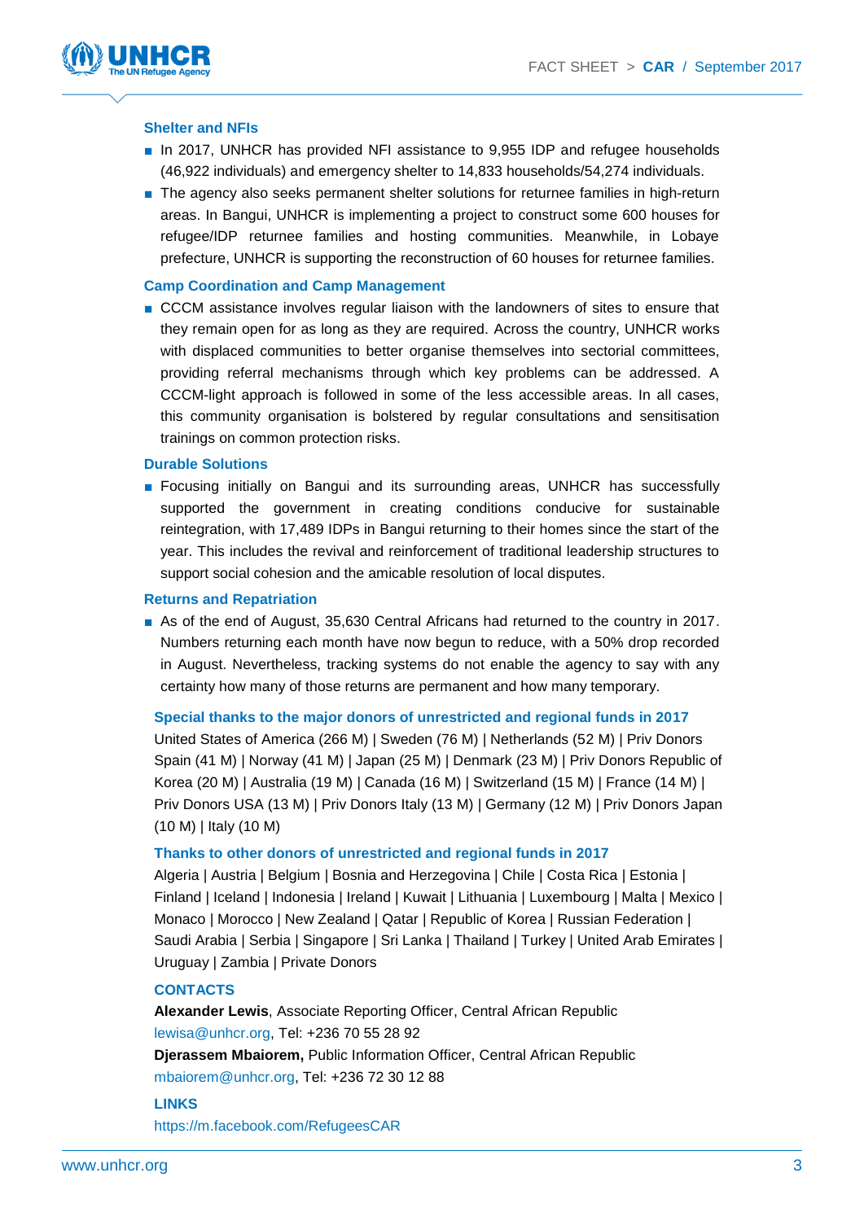### Shelter and NFIs

- In 2017, UNHCR has provided NFI assistance to 9,955 IDP and refugee households (46,922 individuals) and emergency shelter to 14,833 households/54,274 individuals.
- The agency also seeks permanent shelter solutions for returnee families in high-return areas. In Bangui, UNHCR is implementing a project to construct some 600 houses for refugee/IDP returnee families and hosting communities. Meanwhile, in Lobaye prefecture, UNHCR is supporting the reconstruction of 60 houses for returnee families.

### Camp Coordination and Camp Management

- CCCM assistance involves regular liaison with the landowners of sites to ensure that they remain open for as long as they are required. Across the country, UNHCR works with displaced communities to better organise themselves into sectorial committees, providing referral mechanisms through which key problems can be addressed. A CCCM-light approach is followed in some of the less accessible areas. In all cases, this community organisation is bolstered by regular consultations and sensitisation trainings on common protection risks.

### Durable Solutions

- Focusing initially on Bangui and its surrounding areas, UNHCR has successfully supported the government in creating conditions conducive for sustainable reintegration, with 17,489 IDPs in Bangui returning to their homes since the start of the year. This includes the revival and reinforcement of traditional leadership structures to support social cohesion and the amicable resolution of local disputes.

### Returns and Repatriation

- As of the end of August, 35,630 Central Africans had returned to the country in 2017. Numbers returning each month have now begun to reduce, with a 50% drop recorded in August. Nevertheless, tracking systems do not enable the agency to say with any certainty how many of those returns are permanent and how many temporary.

### Special thanks to the major donors of unrestricted and regional funds in 2017

United States of America (266 M) | Sweden (76 M) | Netherlands (52 M) | Priv Donors Spain (41 M) | Norway (41 M) | Japan (25 M) | Denmark (23 M) | Priv Donors Republic of Korea (20 M) | Australia (19 M) | Canada (16 M) | Switzerland (15 M) | France (14 M) | Priv Donors USA (13 M) | Priv Donors Italy (13 M) | Germany (12 M) | Priv Donors Japan (10 M) | Italy (10 M)

### Thanks to other donors of unrestricted and regional funds in 2017

Algeria | Austria | Belgium | Bosnia and Herzegovina | Chile | Costa Rica | Estonia | Finland | Iceland | Indonesia | Ireland | Kuwait | Lithuania | Luxembourg | Malta | Mexico | Monaco | Morocco | New Zealand | Qatar | Republic of Korea | Russian Federation | Saudi Arabia | Serbia | Singapore | Sri Lanka | Thailand | Turkey | United Arab Emirates | Uruguay | Zambia | Private Donors

### CONTACTS

**Alexander Lewis**, Associate Reporting Officer, Central African Republic
lewisa@unhcr.org, Tel: +236 70 55 28 92

**Djerassem Mbaiorem,** Public Information Officer, Central African Republic
mbaiorem@unhcr.org, Tel: +236 72 30 12 88

### LINKS

https://m.facebook.com/RefugeesCAR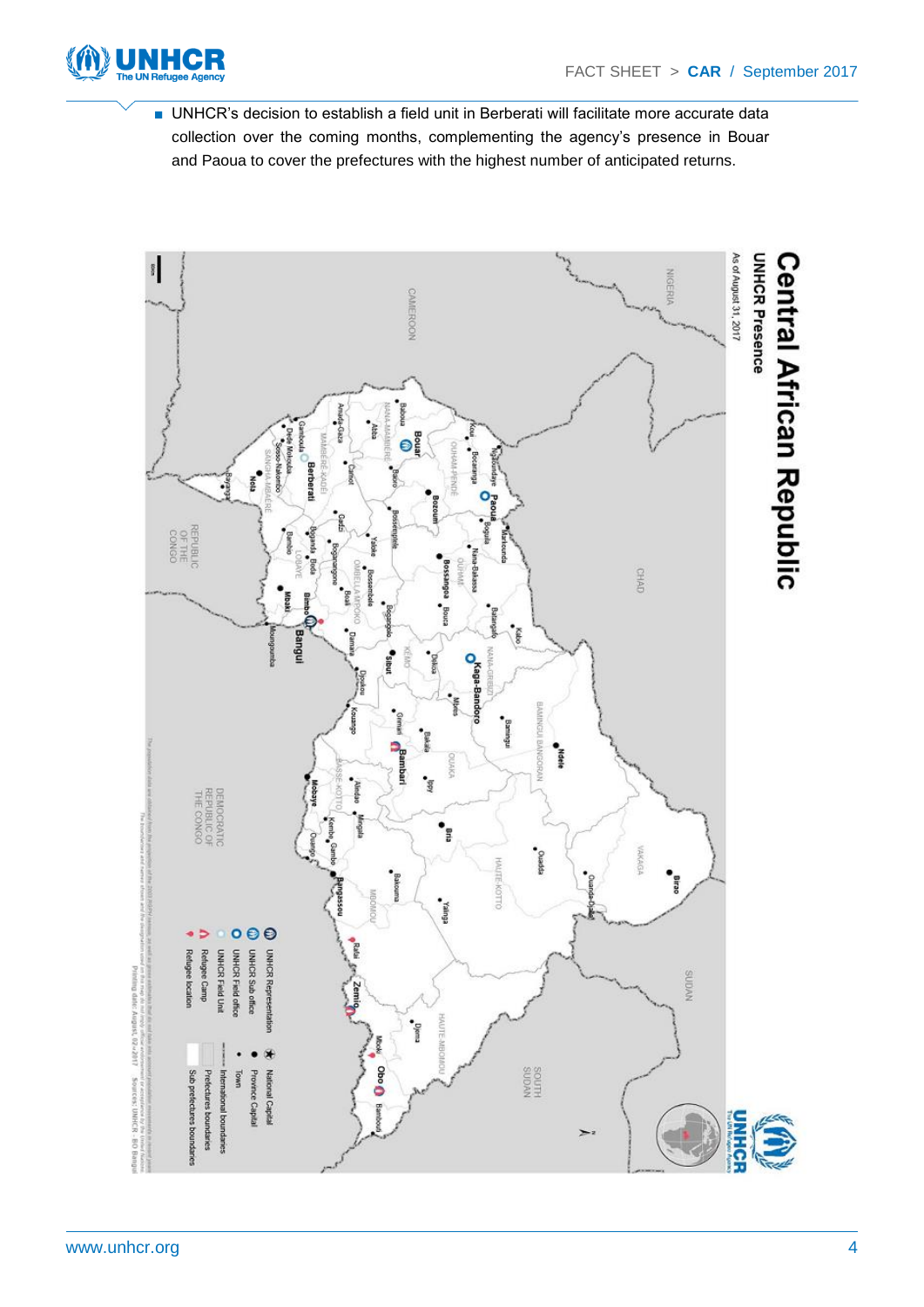- UNHCR's decision to establish a field unit in Berberati will facilitate more accurate data collection over the coming months, complementing the agency's presence in Bouar and Paoua to cover the prefectures with the highest number of anticipated returns.

Central African Republic

UNHCR Presence

As of August 31, 2017

UNHCR Representation
UNHCR Sub office
UNHCR Field office
UNHCR Field Unit
Refugee Camp
Refugee location
National Capital
Province Capital
Town
International boundaries
Prefectures boundaries
Sub prefectures boundaries

Printing date: August, 02 - 2017 Sources: UNHCR - BO Bangui